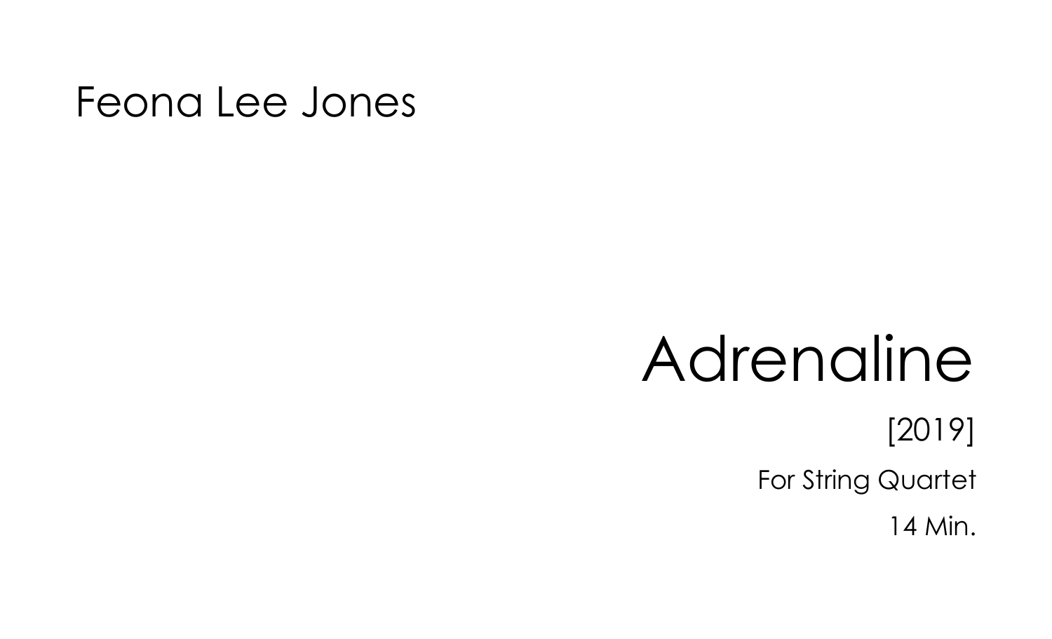Feona Lee Jones

# Adrenaline

[2019]

For String Quartet

14 Min.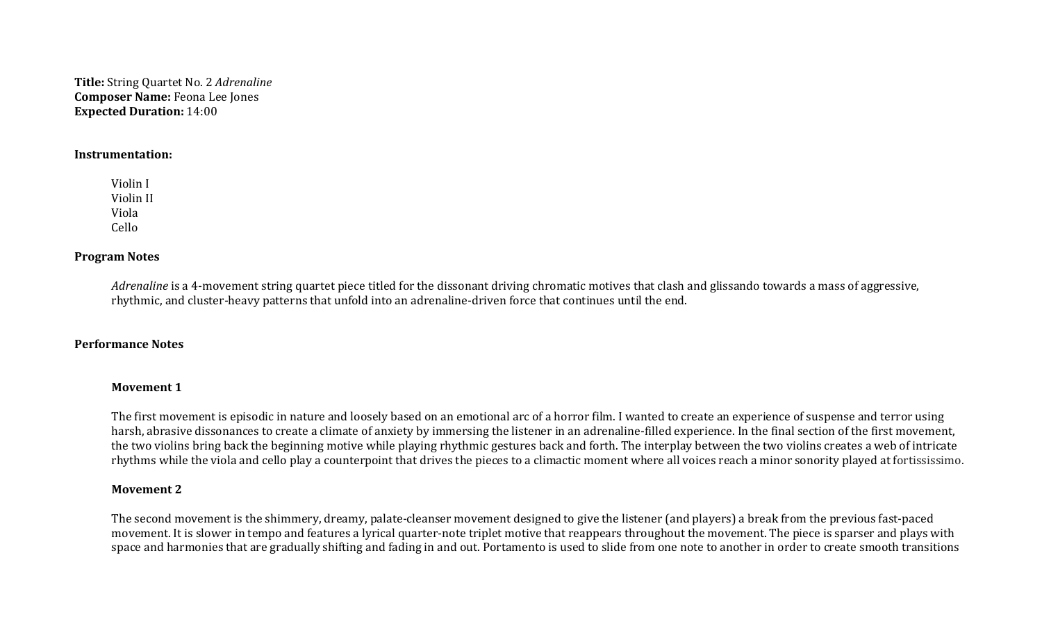**Title:** String Quartet No. 2 *Adrenaline*
**Composer Name:** Feona Lee Jones
**Expected Duration:** 14:00

**Instrumentation:**

Violin I
Violin II
Viola
Cello

**Program Notes**

*Adrenaline* is a 4-movement string quartet piece titled for the dissonant driving chromatic motives that clash and glissando towards a mass of aggressive, rhythmic, and cluster-heavy patterns that unfold into an adrenaline-driven force that continues until the end.

**Performance Notes**

**Movement 1**

The first movement is episodic in nature and loosely based on an emotional arc of a horror film. I wanted to create an experience of suspense and terror using harsh, abrasive dissonances to create a climate of anxiety by immersing the listener in an adrenaline-filled experience. In the final section of the first movement, the two violins bring back the beginning motive while playing rhythmic gestures back and forth. The interplay between the two violins creates a web of intricate rhythms while the viola and cello play a counterpoint that drives the pieces to a climactic moment where all voices reach a minor sonority played at fortississimo.

**Movement 2**

The second movement is the shimmery, dreamy, palate-cleanser movement designed to give the listener (and players) a break from the previous fast-paced movement. It is slower in tempo and features a lyrical quarter-note triplet motive that reappears throughout the movement. The piece is sparser and plays with space and harmonies that are gradually shifting and fading in and out. Portamento is used to slide from one note to another in order to create smooth transitions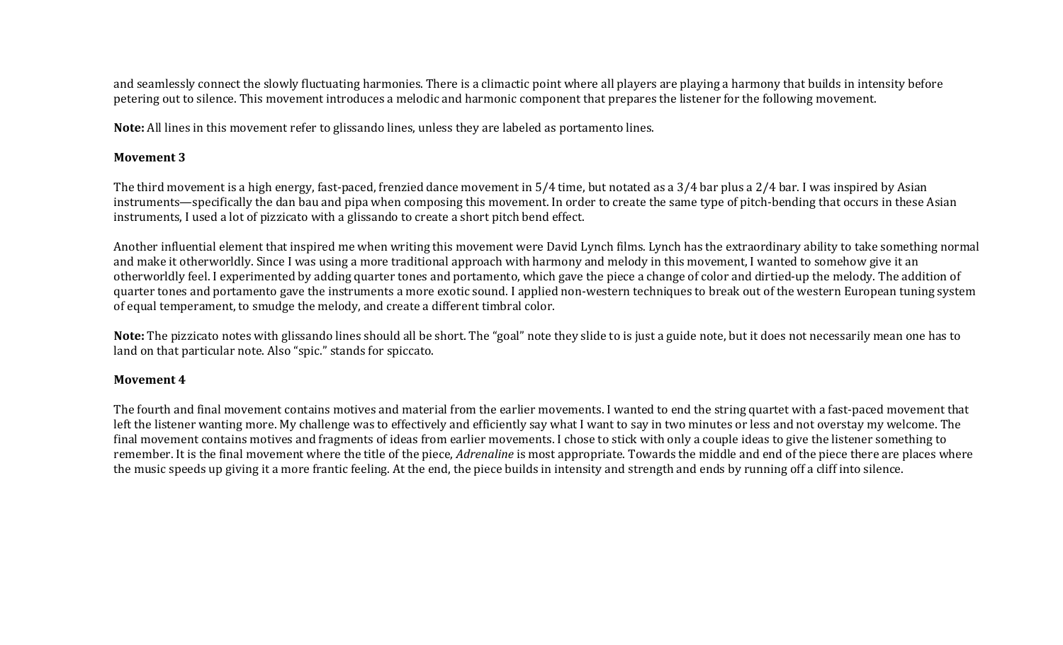and seamlessly connect the slowly fluctuating harmonies. There is a climactic point where all players are playing a harmony that builds in intensity before petering out to silence. This movement introduces a melodic and harmonic component that prepares the listener for the following movement.

**Note:** All lines in this movement refer to glissando lines, unless they are labeled as portamento lines.

**Movement 3**

The third movement is a high energy, fast-paced, frenzied dance movement in 5/4 time, but notated as a 3/4 bar plus a 2/4 bar. I was inspired by Asian instruments—specifically the dan bau and pipa when composing this movement. In order to create the same type of pitch-bending that occurs in these Asian instruments, I used a lot of pizzicato with a glissando to create a short pitch bend effect.

Another influential element that inspired me when writing this movement were David Lynch films. Lynch has the extraordinary ability to take something normal and make it otherworldly. Since I was using a more traditional approach with harmony and melody in this movement, I wanted to somehow give it an otherworldly feel. I experimented by adding quarter tones and portamento, which gave the piece a change of color and dirtied-up the melody. The addition of quarter tones and portamento gave the instruments a more exotic sound. I applied non-western techniques to break out of the western European tuning system of equal temperament, to smudge the melody, and create a different timbral color.

**Note:** The pizzicato notes with glissando lines should all be short. The "goal" note they slide to is just a guide note, but it does not necessarily mean one has to land on that particular note. Also "spic." stands for spiccato.

**Movement 4**

The fourth and final movement contains motives and material from the earlier movements. I wanted to end the string quartet with a fast-paced movement that left the listener wanting more. My challenge was to effectively and efficiently say what I want to say in two minutes or less and not overstay my welcome. The final movement contains motives and fragments of ideas from earlier movements. I chose to stick with only a couple ideas to give the listener something to remember. It is the final movement where the title of the piece, *Adrenaline* is most appropriate. Towards the middle and end of the piece there are places where the music speeds up giving it a more frantic feeling. At the end, the piece builds in intensity and strength and ends by running off a cliff into silence.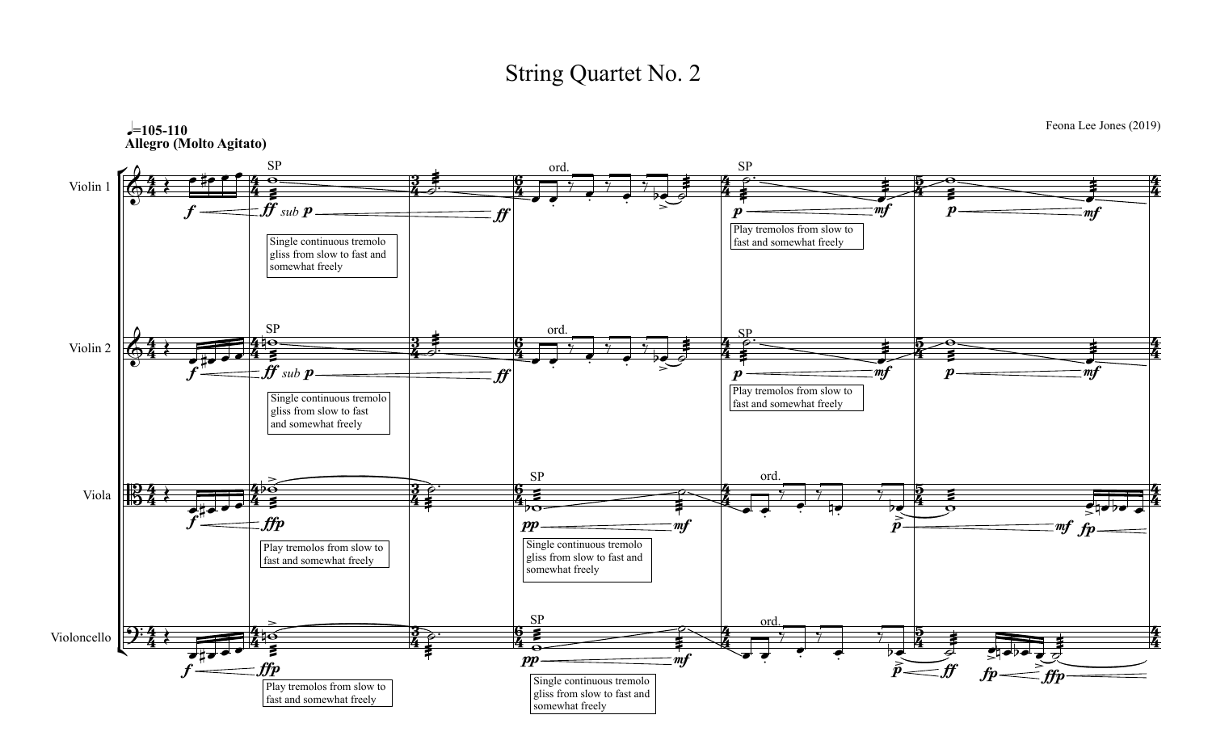# String Quartet No. 2

Feona Lee Jones (2019)

♩=105-110
**Allegro (Molto Agitato)**

Violin 1

Violin 2

Viola

Violoncello

SP

ord.

*sub*

Single continuous tremolo gliss from slow to fast and somewhat freely

Play tremolos from slow to fast and somewhat freely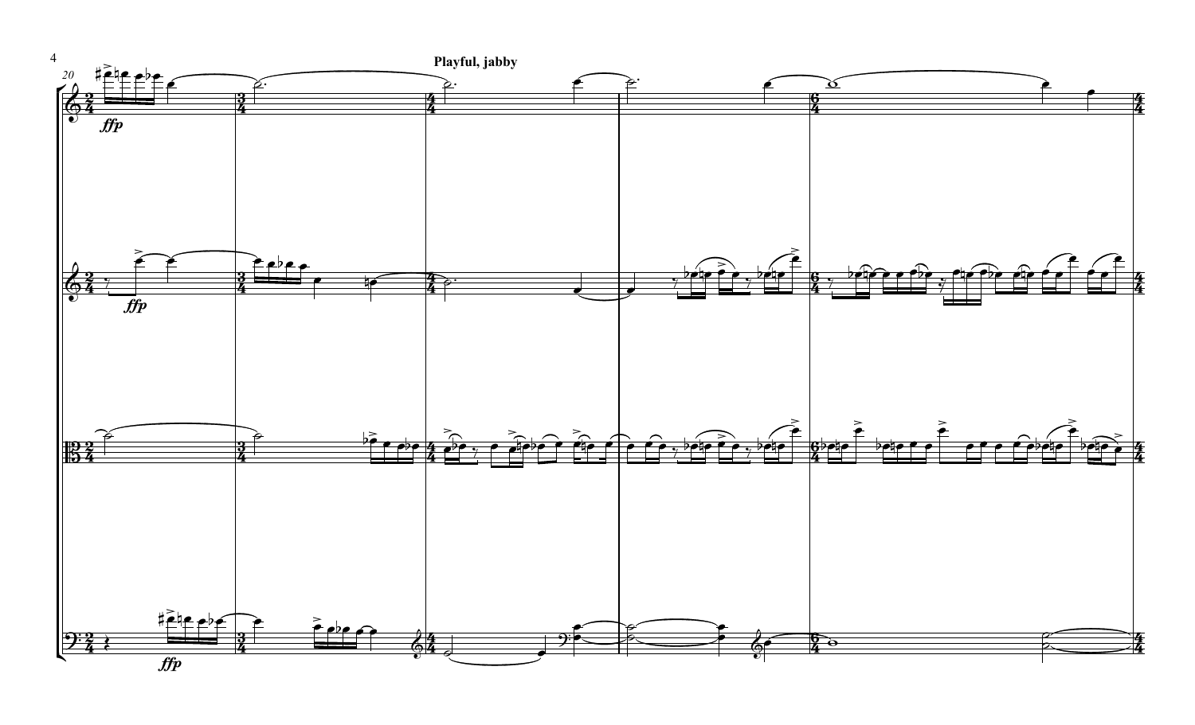**Playful, jabby**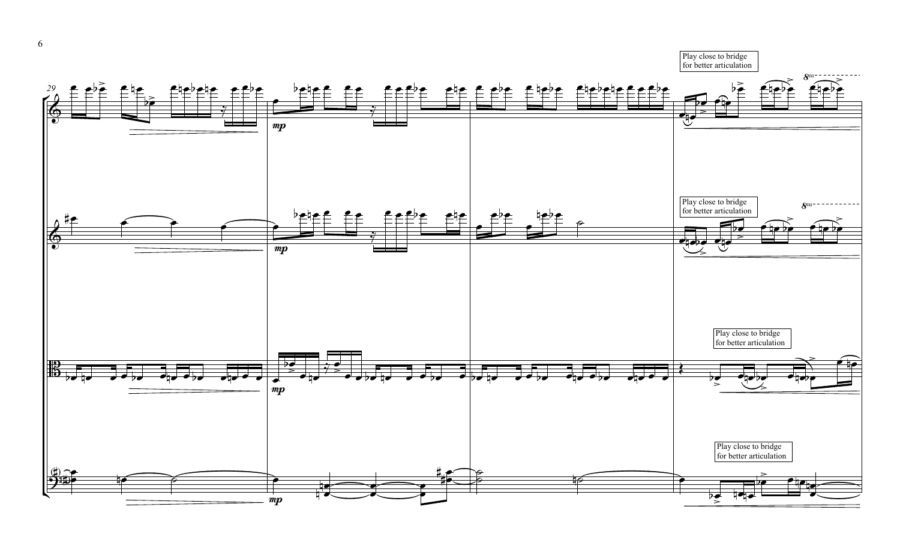Play close to bridge for better articulation

Play close to bridge for better articulation

Play close to bridge for better articulation

Play close to bridge for better articulation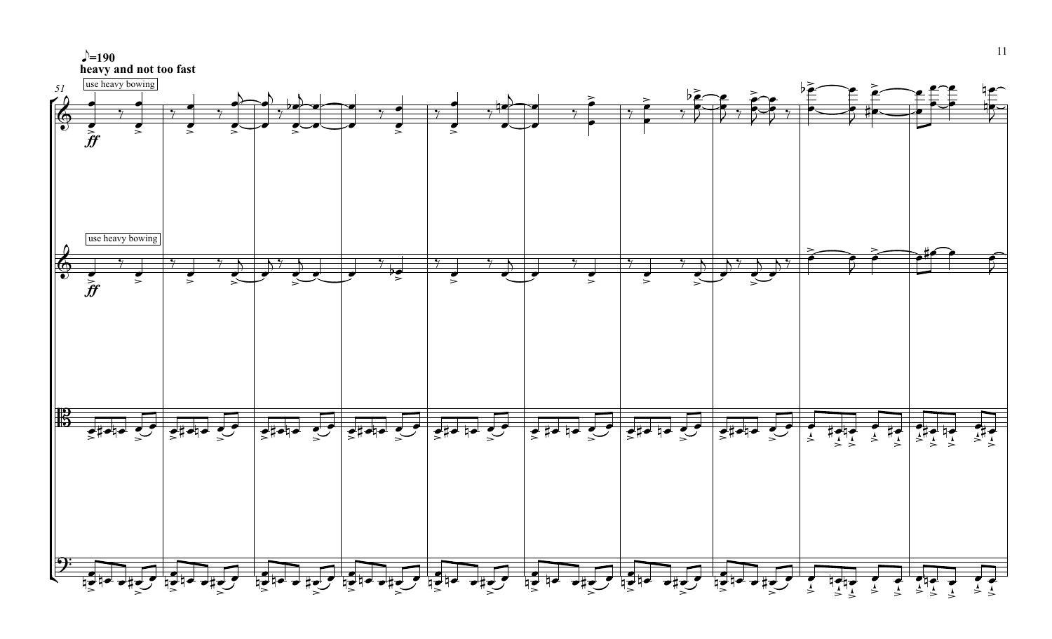♪=190
**heavy and not too fast**

51

use heavy bowing

*ff*

use heavy bowing

*ff*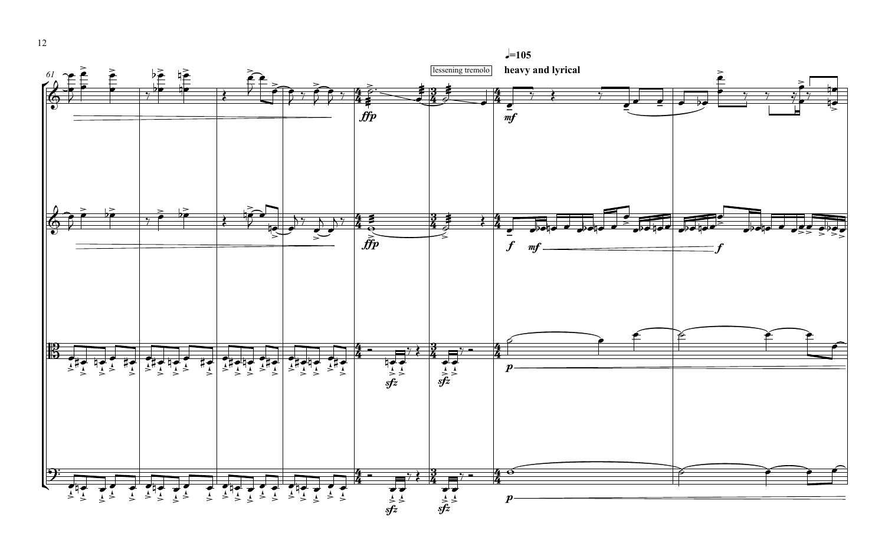♩=105

**heavy and lyrical**

lessening tremolo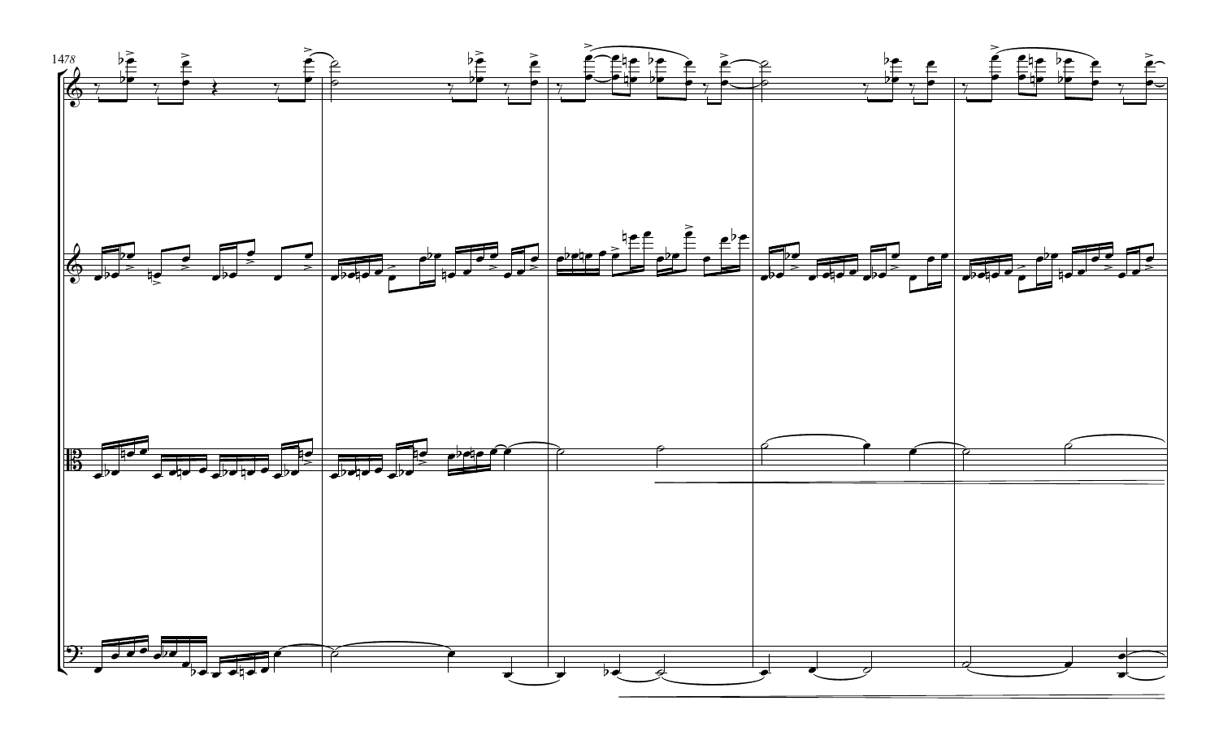1478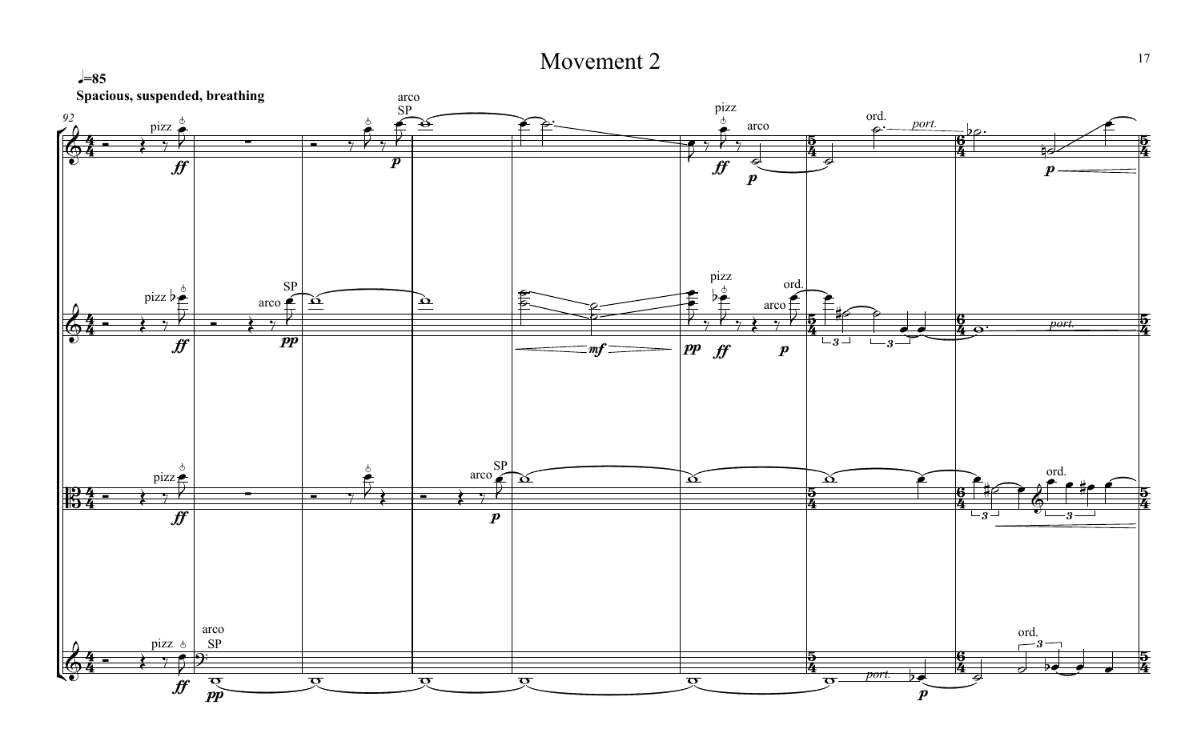# Movement 2

♩=85

**Spacious, suspended, breathing**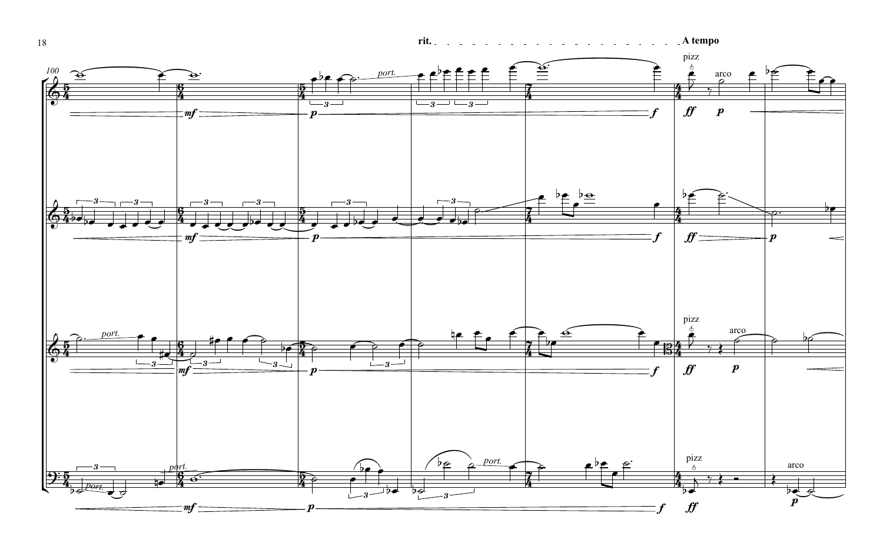rit. A tempo

100

port.

pizz arco

mf p f ff p

port.

port.

pizz arco

port.

port. pizz arco

port.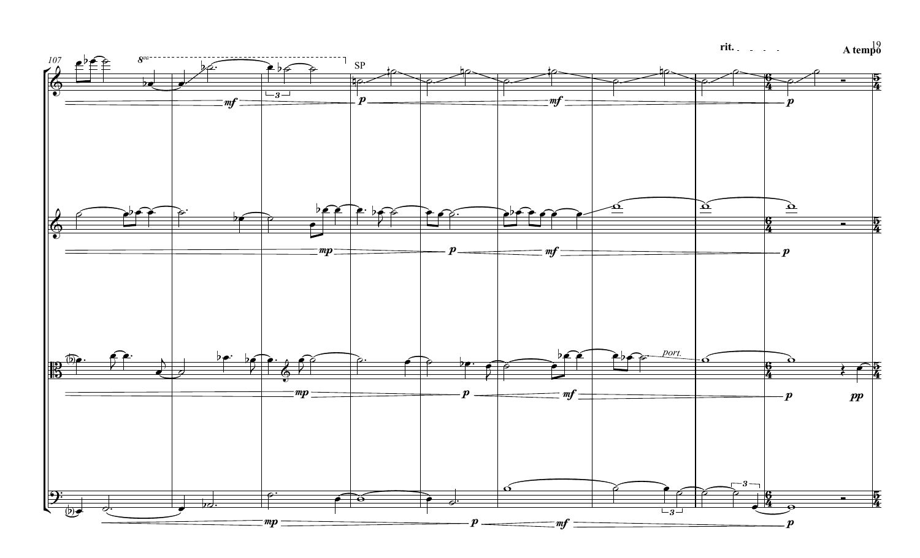**rit.** **A tempo**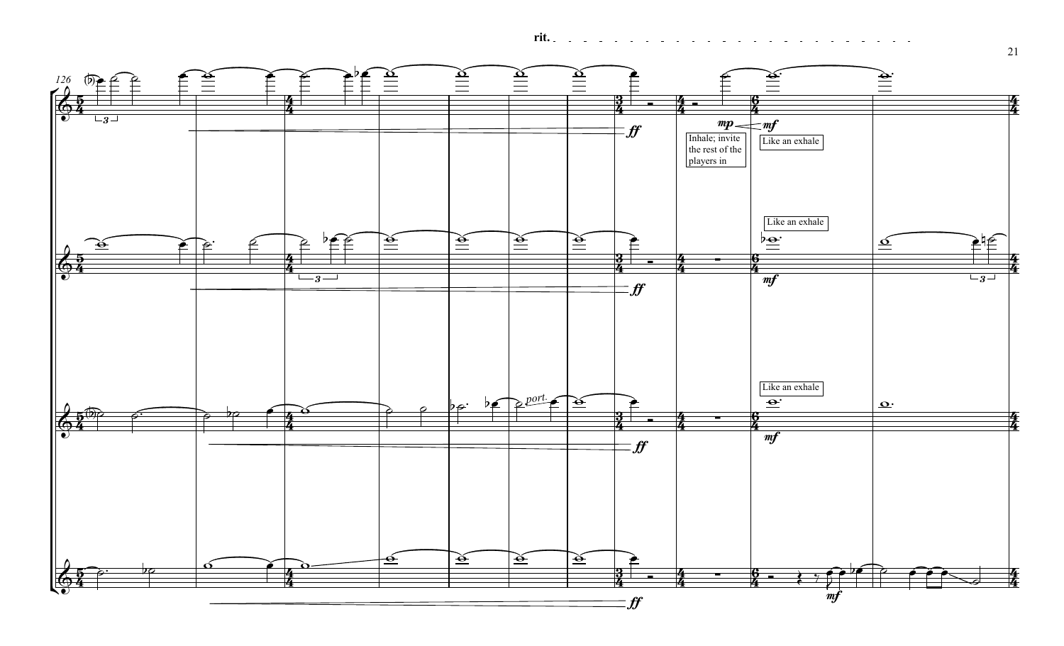rit.

Inhale; invite the rest of the players in

Like an exhale

Like an exhale

Like an exhale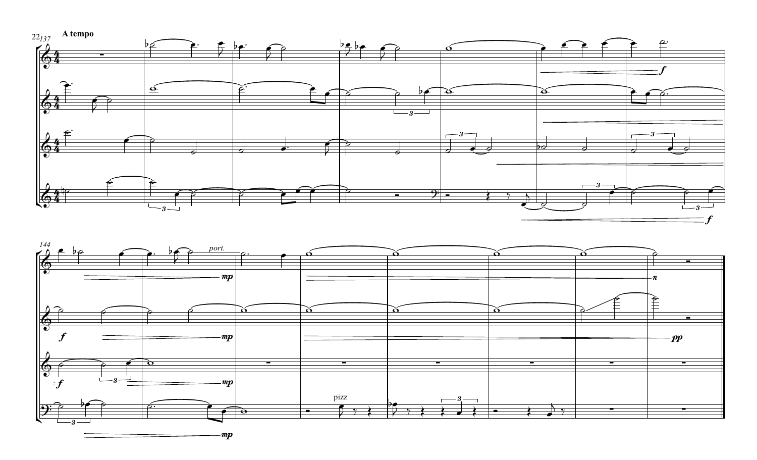**A tempo**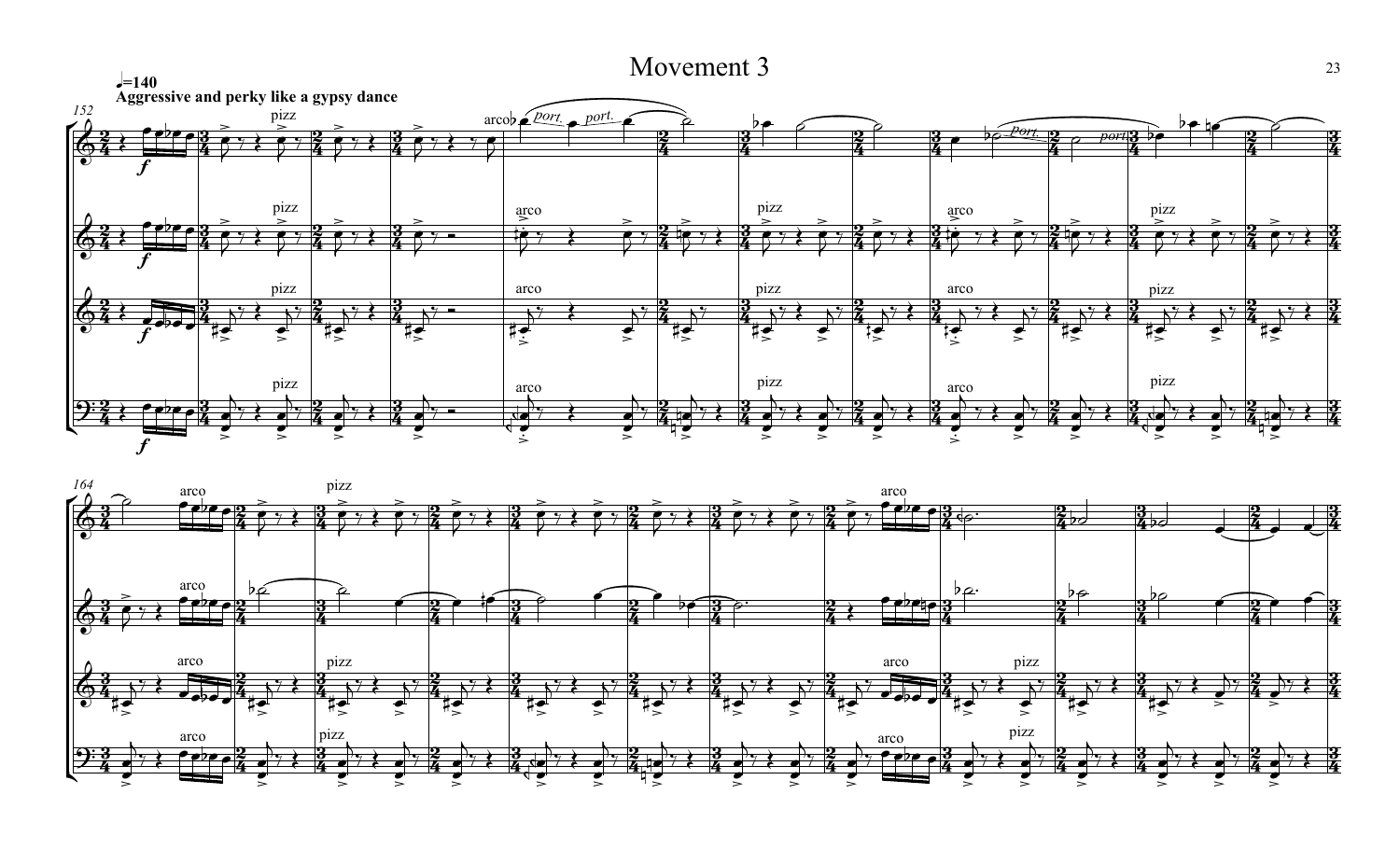# Movement 3

♩=140

**Aggressive and perky like a gypsy dance**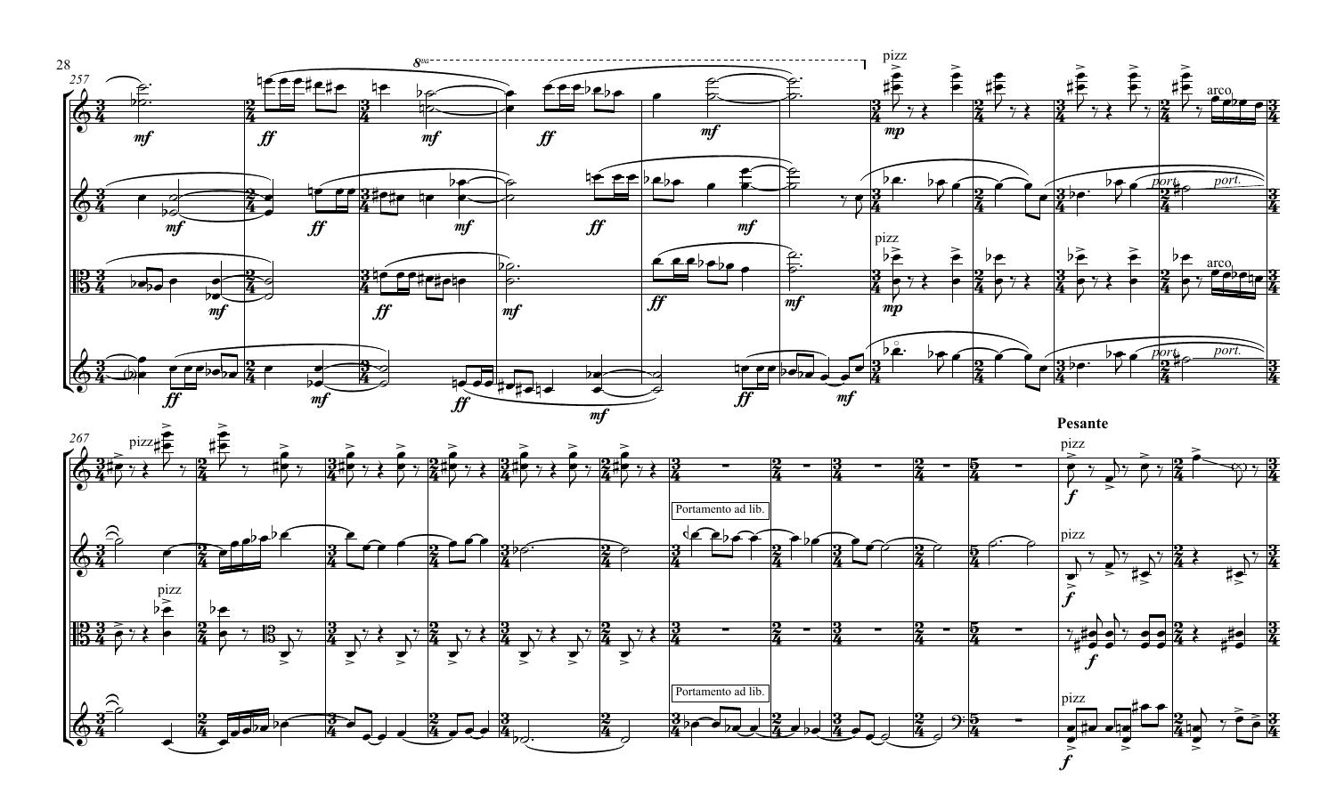Pesante

Portamento ad lib.

Portamento ad lib.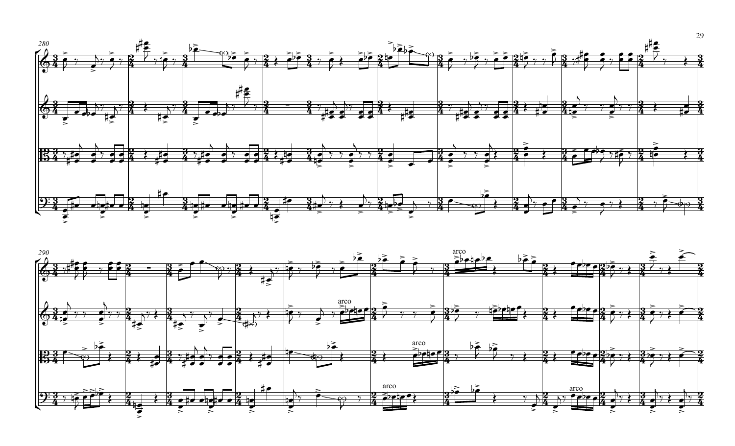280

290

arco

arco

arco

arco

arco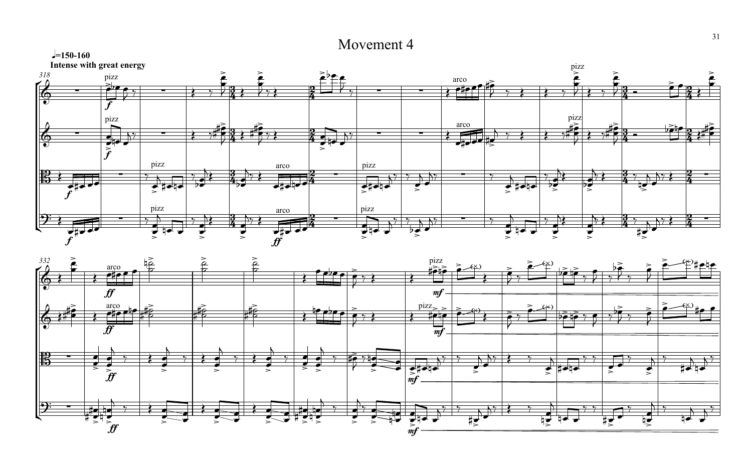# Movement 4

♩=150-160

**Intense with great energy**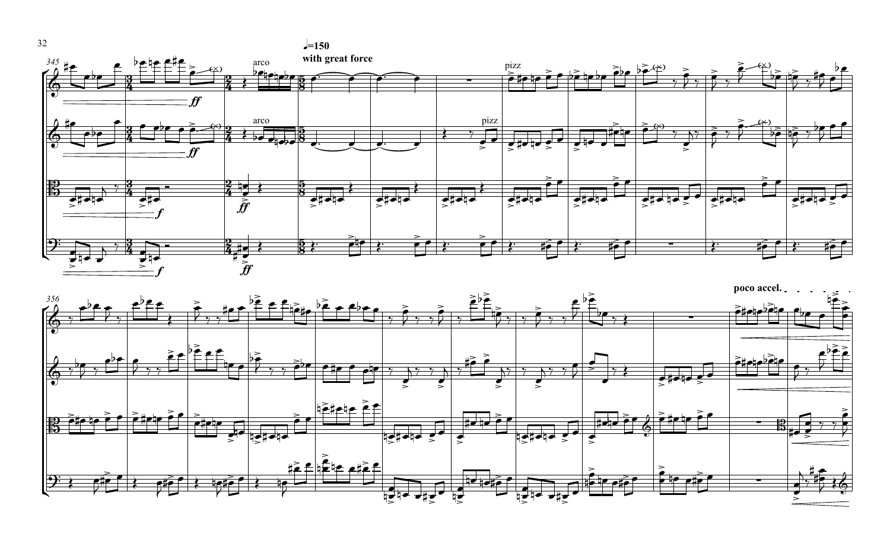♩=150

**with great force**

arco

pizz

arco

pizz

*ff*

*ff*

*f*

*ff*

*f*

*ff*

**poco accel.**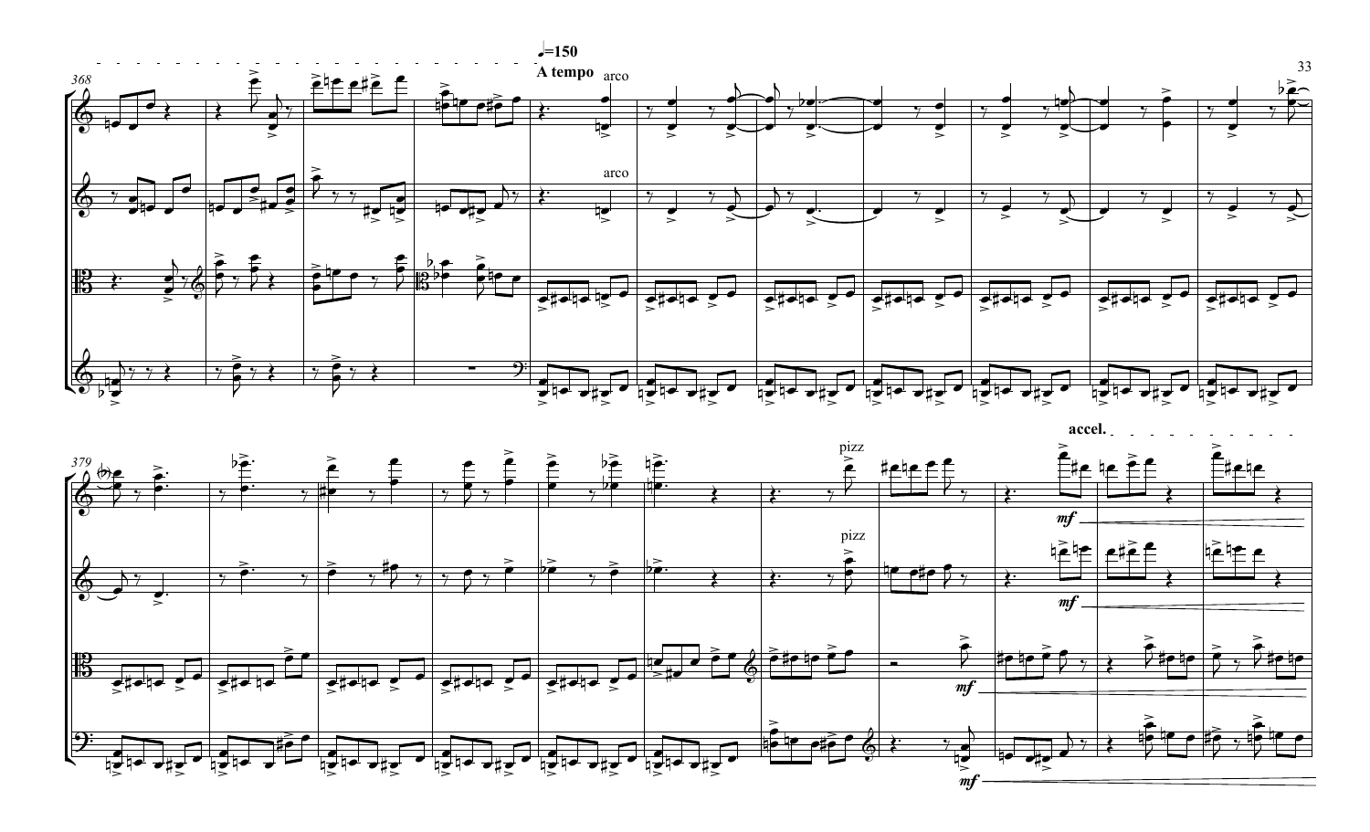368

♩=150
A tempo

arco

arco

379

pizz

pizz

accel.

*mf*

*mf*

*mf*

*mf*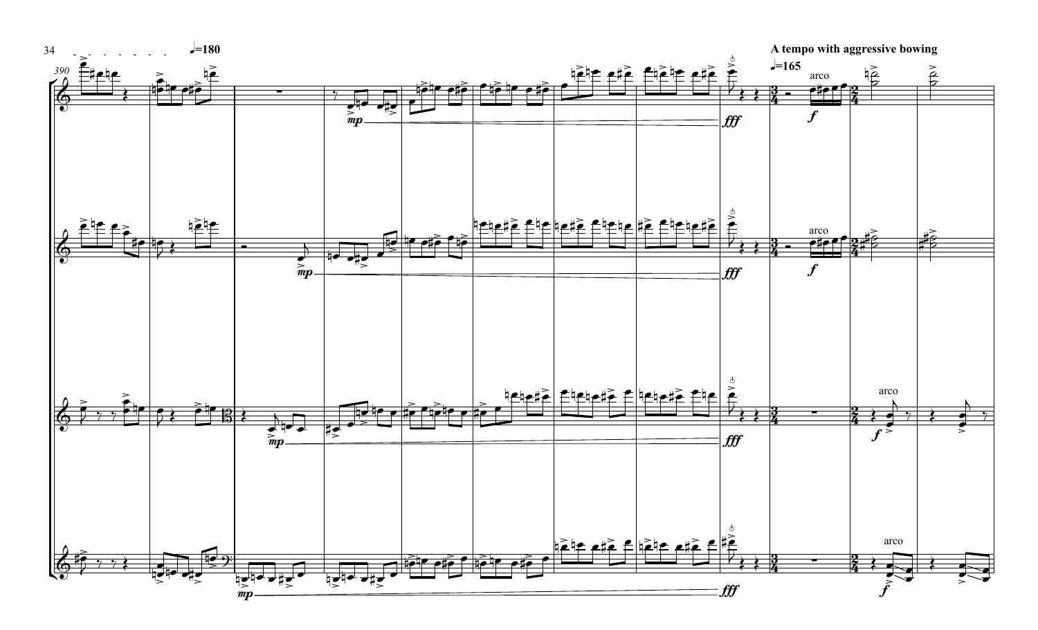♩=180

A tempo with aggressive bowing

♩=165

arco

*f*

*mp*

*fff*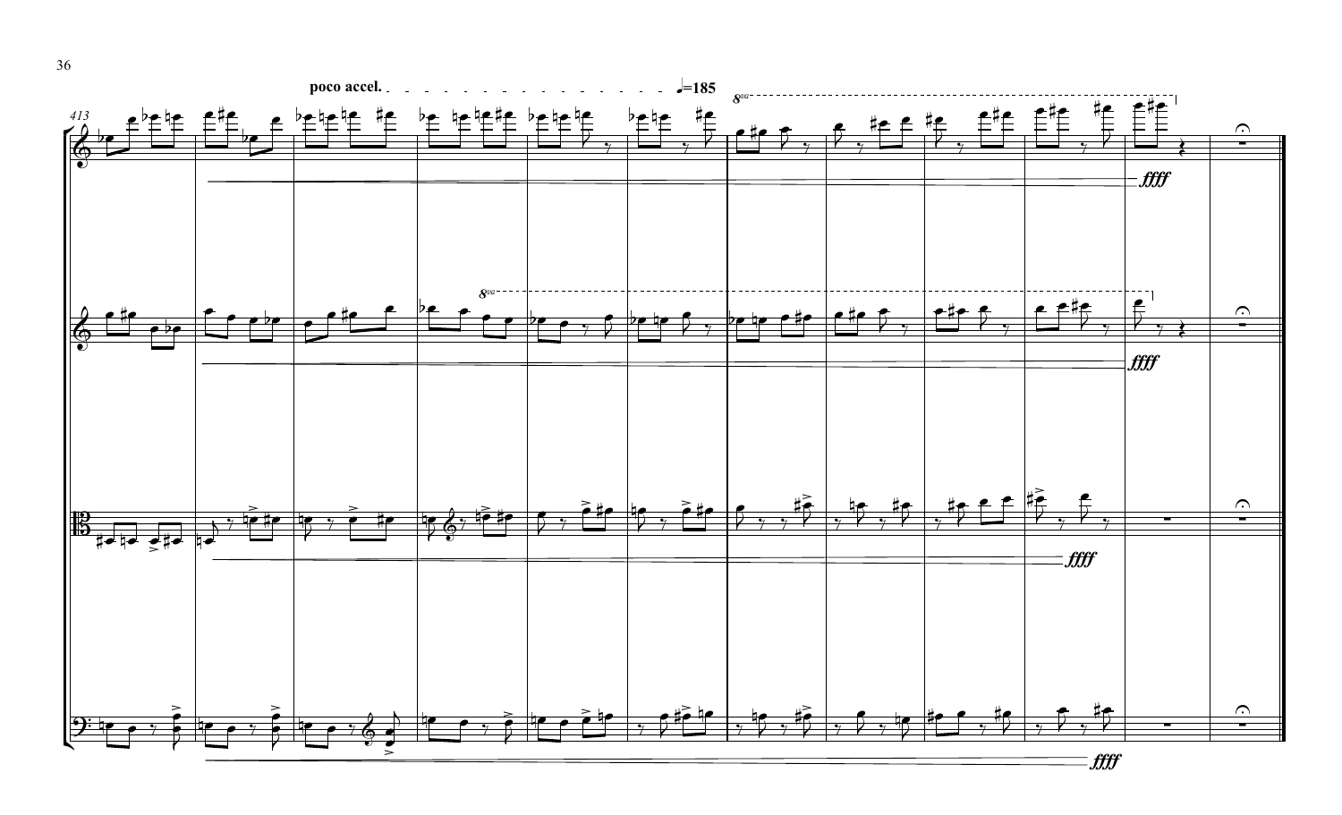poco accel.

♩=185

ffff

ffff

ffff

ffff